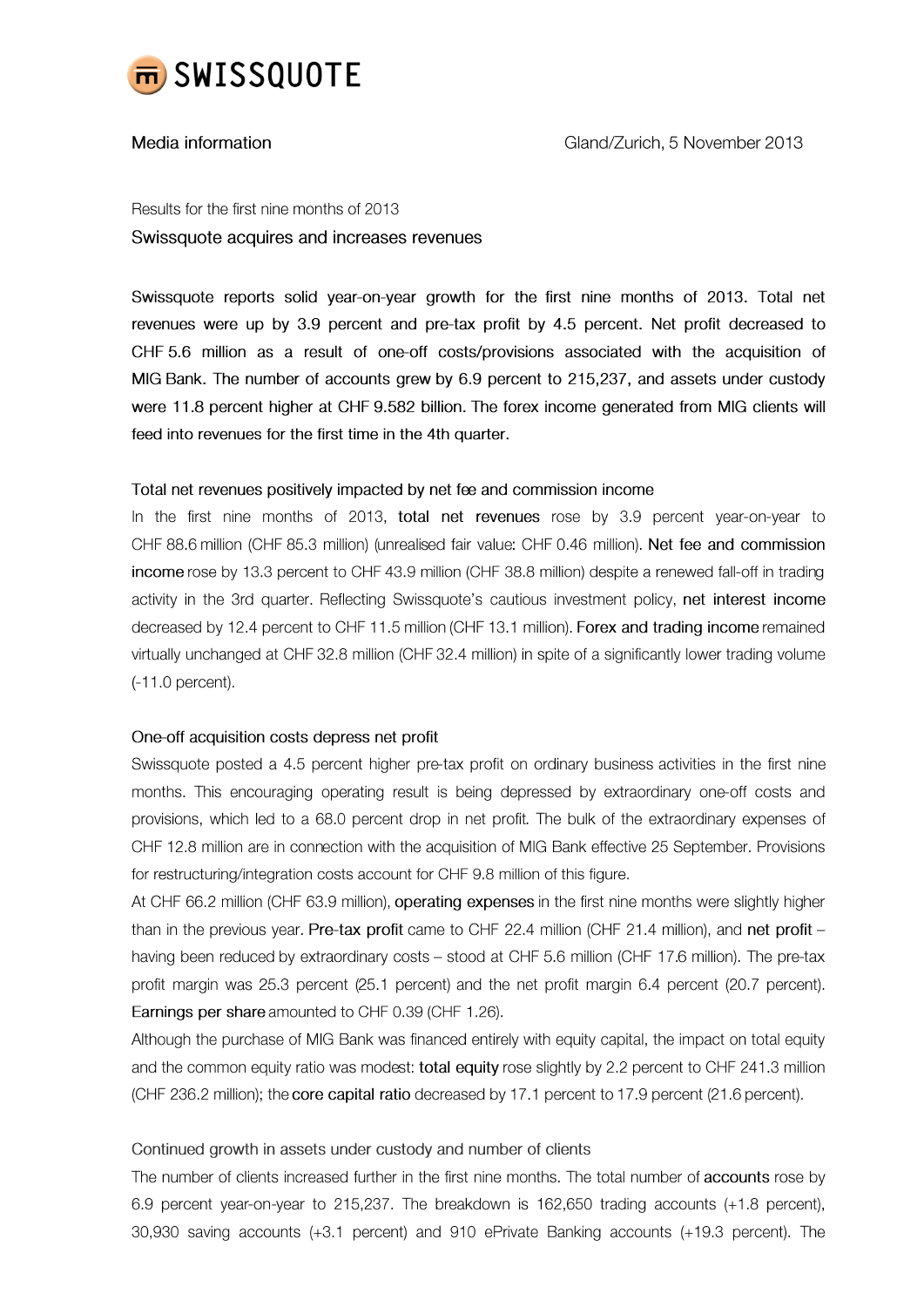SWISSQUOTE

Media information

Gland/Zurich, 5 November 2013

Results for the first nine months of 2013

## Swissquote acquires and increases revenues

**Swissquote reports solid year-on-year growth for the first nine months of 2013. Total net revenues were up by 3.9 percent and pre-tax profit by 4.5 percent. Net profit decreased to CHF 5.6 million as a result of one-off costs/provisions associated with the acquisition of MIG Bank. The number of accounts grew by 6.9 percent to 215,237, and assets under custody were 11.8 percent higher at CHF 9.582 billion. The forex income generated from MIG clients will feed into revenues for the first time in the 4th quarter.**

### Total net revenues positively impacted by net fee and commission income

In the first nine months of 2013, **total net revenues** rose by 3.9 percent year-on-year to CHF 88.6 million (CHF 85.3 million) (unrealised fair value: CHF 0.46 million). **Net fee and commission income** rose by 13.3 percent to CHF 43.9 million (CHF 38.8 million) despite a renewed fall-off in trading activity in the 3rd quarter. Reflecting Swissquote's cautious investment policy, **net interest income** decreased by 12.4 percent to CHF 11.5 million (CHF 13.1 million). **Forex and trading income** remained virtually unchanged at CHF 32.8 million (CHF 32.4 million) in spite of a significantly lower trading volume (-11.0 percent).

### One-off acquisition costs depress net profit

Swissquote posted a 4.5 percent higher pre-tax profit on ordinary business activities in the first nine months. This encouraging operating result is being depressed by extraordinary one-off costs and provisions, which led to a 68.0 percent drop in net profit. The bulk of the extraordinary expenses of CHF 12.8 million are in connection with the acquisition of MIG Bank effective 25 September. Provisions for restructuring/integration costs account for CHF 9.8 million of this figure.

At CHF 66.2 million (CHF 63.9 million), **operating expenses** in the first nine months were slightly higher than in the previous year. **Pre-tax profit** came to CHF 22.4 million (CHF 21.4 million), and **net profit** – having been reduced by extraordinary costs – stood at CHF 5.6 million (CHF 17.6 million). The pre-tax profit margin was 25.3 percent (25.1 percent) and the net profit margin 6.4 percent (20.7 percent). **Earnings per share** amounted to CHF 0.39 (CHF 1.26).

Although the purchase of MIG Bank was financed entirely with equity capital, the impact on total equity and the common equity ratio was modest: **total equity** rose slightly by 2.2 percent to CHF 241.3 million (CHF 236.2 million); the **core capital ratio** decreased by 17.1 percent to 17.9 percent (21.6 percent).

### Continued growth in assets under custody and number of clients

The number of clients increased further in the first nine months. The total number of **accounts** rose by 6.9 percent year-on-year to 215,237. The breakdown is 162,650 trading accounts (+1.8 percent), 30,930 saving accounts (+3.1 percent) and 910 ePrivate Banking accounts (+19.3 percent). The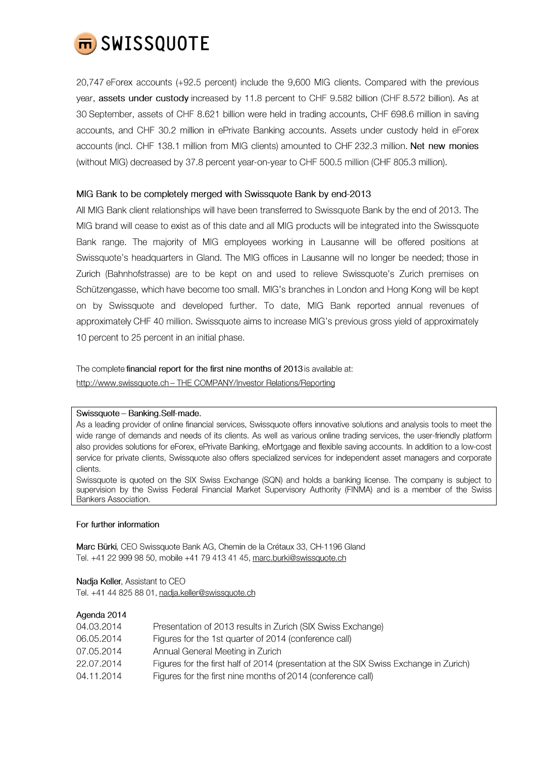20,747 eForex accounts (+92.5 percent) include the 9,600 MIG clients. Compared with the previous year, **assets under custody** increased by 11.8 percent to CHF 9.582 billion (CHF 8.572 billion). As at 30 September, assets of CHF 8.621 billion were held in trading accounts, CHF 698.6 million in saving accounts, and CHF 30.2 million in ePrivate Banking accounts. Assets under custody held in eForex accounts (incl. CHF 138.1 million from MIG clients) amounted to CHF 232.3 million. **Net new monies** (without MIG) decreased by 37.8 percent year-on-year to CHF 500.5 million (CHF 805.3 million).

## MIG Bank to be completely merged with Swissquote Bank by end-2013

All MIG Bank client relationships will have been transferred to Swissquote Bank by the end of 2013. The MIG brand will cease to exist as of this date and all MIG products will be integrated into the Swissquote Bank range. The majority of MIG employees working in Lausanne will be offered positions at Swissquote's headquarters in Gland. The MIG offices in Lausanne will no longer be needed; those in Zurich (Bahnhofstrasse) are to be kept on and used to relieve Swissquote's Zurich premises on Schützengasse, which have become too small. MIG's branches in London and Hong Kong will be kept on by Swissquote and developed further. To date, MIG Bank reported annual revenues of approximately CHF 40 million. Swissquote aims to increase MIG's previous gross yield of approximately 10 percent to 25 percent in an initial phase.

The complete **financial report for the first nine months of 2013** is available at:
http://www.swissquote.ch – THE COMPANY/Investor Relations/Reporting

**Swissquote – Banking.Self-made.**
As a leading provider of online financial services, Swissquote offers innovative solutions and analysis tools to meet the wide range of demands and needs of its clients. As well as various online trading services, the user-friendly platform also provides solutions for eForex, ePrivate Banking, eMortgage and flexible saving accounts. In addition to a low-cost service for private clients, Swissquote also offers specialized services for independent asset managers and corporate clients.
Swissquote is quoted on the SIX Swiss Exchange (SQN) and holds a banking license. The company is subject to supervision by the Swiss Federal Financial Market Supervisory Authority (FINMA) and is a member of the Swiss Bankers Association.

### For further information

**Marc Bürki**, CEO Swissquote Bank AG, Chemin de la Crétaux 33, CH-1196 Gland
Tel. +41 22 999 98 50, mobile +41 79 413 41 45, marc.burki@swissquote.ch

**Nadja Keller**, Assistant to CEO
Tel. +41 44 825 88 01, nadja.keller@swissquote.ch

### Agenda 2014

| | |
|---|---|
| 04.03.2014 | Presentation of 2013 results in Zurich (SIX Swiss Exchange) |
| 06.05.2014 | Figures for the 1st quarter of 2014 (conference call) |
| 07.05.2014 | Annual General Meeting in Zurich |
| 22.07.2014 | Figures for the first half of 2014 (presentation at the SIX Swiss Exchange in Zurich) |
| 04.11.2014 | Figures for the first nine months of 2014 (conference call) |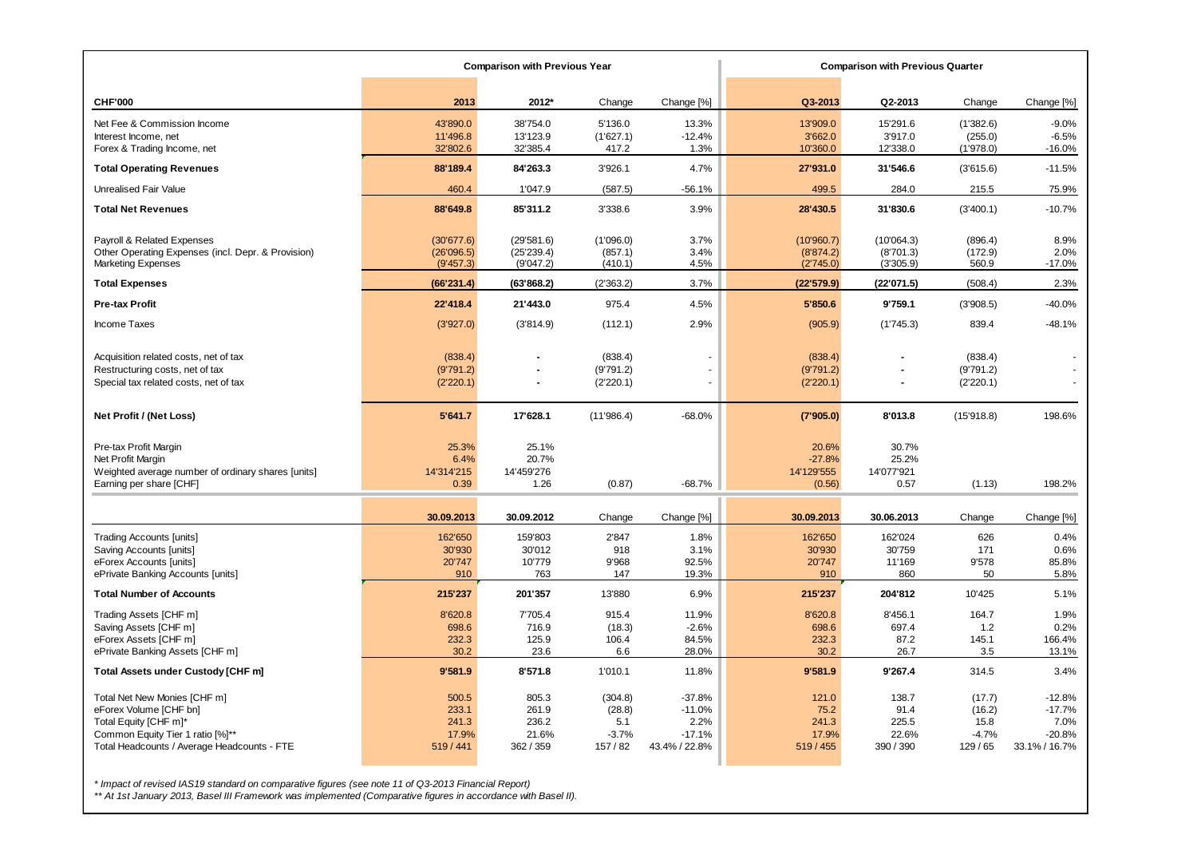| CHF'000 | Comparison with Previous Year | | | | Comparison with Previous Quarter | | | |
|---|---|---|---|---|---|---|---|---|
| | 2013 | 2012* | Change | Change [%] | Q3-2013 | Q2-2013 | Change | Change [%] |
| Net Fee & Commission Income | 43'890.0 | 38'754.0 | 5'136.0 | 13.3% | 13'909.0 | 15'291.6 | (1'382.6) | -9.0% |
| Interest Income, net | 11'496.8 | 13'123.9 | (1'627.1) | -12.4% | 3'662.0 | 3'917.0 | (255.0) | -6.5% |
| Forex & Trading Income, net | 32'802.6 | 32'385.4 | 417.2 | 1.3% | 10'360.0 | 12'338.0 | (1'978.0) | -16.0% |
| **Total Operating Revenues** | **88'189.4** | **84'263.3** | 3'926.1 | 4.7% | **27'931.0** | **31'546.6** | (3'615.6) | -11.5% |
| Unrealised Fair Value | 460.4 | 1'047.9 | (587.5) | -56.1% | 499.5 | 284.0 | 215.5 | 75.9% |
| **Total Net Revenues** | **88'649.8** | **85'311.2** | 3'338.6 | 3.9% | **28'430.5** | **31'830.6** | (3'400.1) | -10.7% |
| Payroll & Related Expenses | (30'677.6) | (29'581.6) | (1'096.0) | 3.7% | (10'960.7) | (10'064.3) | (896.4) | 8.9% |
| Other Operating Expenses (incl. Depr. & Provision) | (26'096.5) | (25'239.4) | (857.1) | 3.4% | (8'874.2) | (8'701.3) | (172.9) | 2.0% |
| Marketing Expenses | (9'457.3) | (9'047.2) | (410.1) | 4.5% | (2'745.0) | (3'305.9) | 560.9 | -17.0% |
| **Total Expenses** | **(66'231.4)** | **(63'868.2)** | (2'363.2) | 3.7% | **(22'579.9)** | **(22'071.5)** | (508.4) | 2.3% |
| **Pre-tax Profit** | **22'418.4** | **21'443.0** | 975.4 | 4.5% | **5'850.6** | **9'759.1** | (3'908.5) | -40.0% |
| Income Taxes | (3'927.0) | (3'814.9) | (112.1) | 2.9% | (905.9) | (1'745.3) | 839.4 | -48.1% |
| Acquisition related costs, net of tax | (838.4) | - | (838.4) | - | (838.4) | - | (838.4) | - |
| Restructuring costs, net of tax | (9'791.2) | - | (9'791.2) | - | (9'791.2) | - | (9'791.2) | - |
| Special tax related costs, net of tax | (2'220.1) | - | (2'220.1) | - | (2'220.1) | - | (2'220.1) | - |
| **Net Profit / (Net Loss)** | **5'641.7** | **17'628.1** | (11'986.4) | -68.0% | **(7'905.0)** | **8'013.8** | (15'918.8) | 198.6% |
| Pre-tax Profit Margin | 25.3% | 25.1% | | | 20.6% | 30.7% | | |
| Net Profit Margin | 6.4% | 20.7% | | | -27.8% | 25.2% | | |
| Weighted average number of ordinary shares [units] | 14'314'215 | 14'459'276 | | | 14'129'555 | 14'077'921 | | |
| Earning per share [CHF] | 0.39 | 1.26 | (0.87) | -68.7% | (0.56) | 0.57 | (1.13) | 198.2% |
| | **30.09.2013** | **30.09.2012** | Change | Change [%] | **30.09.2013** | **30.06.2013** | Change | Change [%] |
| Trading Accounts [units] | 162'650 | 159'803 | 2'847 | 1.8% | 162'650 | 162'024 | 626 | 0.4% |
| Saving Accounts [units] | 30'930 | 30'012 | 918 | 3.1% | 30'930 | 30'759 | 171 | 0.6% |
| eForex Accounts [units] | 20'747 | 10'779 | 9'968 | 92.5% | 20'747 | 11'169 | 9'578 | 85.8% |
| ePrivate Banking Accounts [units] | 910 | 763 | 147 | 19.3% | 910 | 860 | 50 | 5.8% |
| **Total Number of Accounts** | **215'237** | **201'357** | 13'880 | 6.9% | **215'237** | **204'812** | 10'425 | 5.1% |
| Trading Assets [CHF m] | 8'620.8 | 7'705.4 | 915.4 | 11.9% | 8'620.8 | 8'456.1 | 164.7 | 1.9% |
| Saving Assets [CHF m] | 698.6 | 716.9 | (18.3) | -2.6% | 698.6 | 697.4 | 1.2 | 0.2% |
| eForex Assets [CHF m] | 232.3 | 125.9 | 106.4 | 84.5% | 232.3 | 87.2 | 145.1 | 166.4% |
| ePrivate Banking Assets [CHF m] | 30.2 | 23.6 | 6.6 | 28.0% | 30.2 | 26.7 | 3.5 | 13.1% |
| **Total Assets under Custody [CHF m]** | **9'581.9** | **8'571.8** | 1'010.1 | 11.8% | **9'581.9** | **9'267.4** | 314.5 | 3.4% |
| Total Net New Monies [CHF m] | 500.5 | 805.3 | (304.8) | -37.8% | 121.0 | 138.7 | (17.7) | -12.8% |
| eForex Volume [CHF bn] | 233.1 | 261.9 | (28.8) | -11.0% | 75.2 | 91.4 | (16.2) | -17.7% |
| Total Equity [CHF m]* | 241.3 | 236.2 | 5.1 | 2.2% | 241.3 | 225.5 | 15.8 | 7.0% |
| Common Equity Tier 1 ratio [%]** | 17.9% | 21.6% | -3.7% | -17.1% | 17.9% | 22.6% | -4.7% | -20.8% |
| Total Headcounts / Average Headcounts - FTE | 519 / 441 | 362 / 359 | 157 / 82 | 43.4% / 22.8% | 519 / 455 | 390 / 390 | 129 / 65 | 33.1% / 16.7% |

*\* Impact of revised IAS19 standard on comparative figures (see note 11 of Q3-2013 Financial Report)*
*\*\* At 1st January 2013, Basel III Framework was implemented (Comparative figures in accordance with Basel II).*